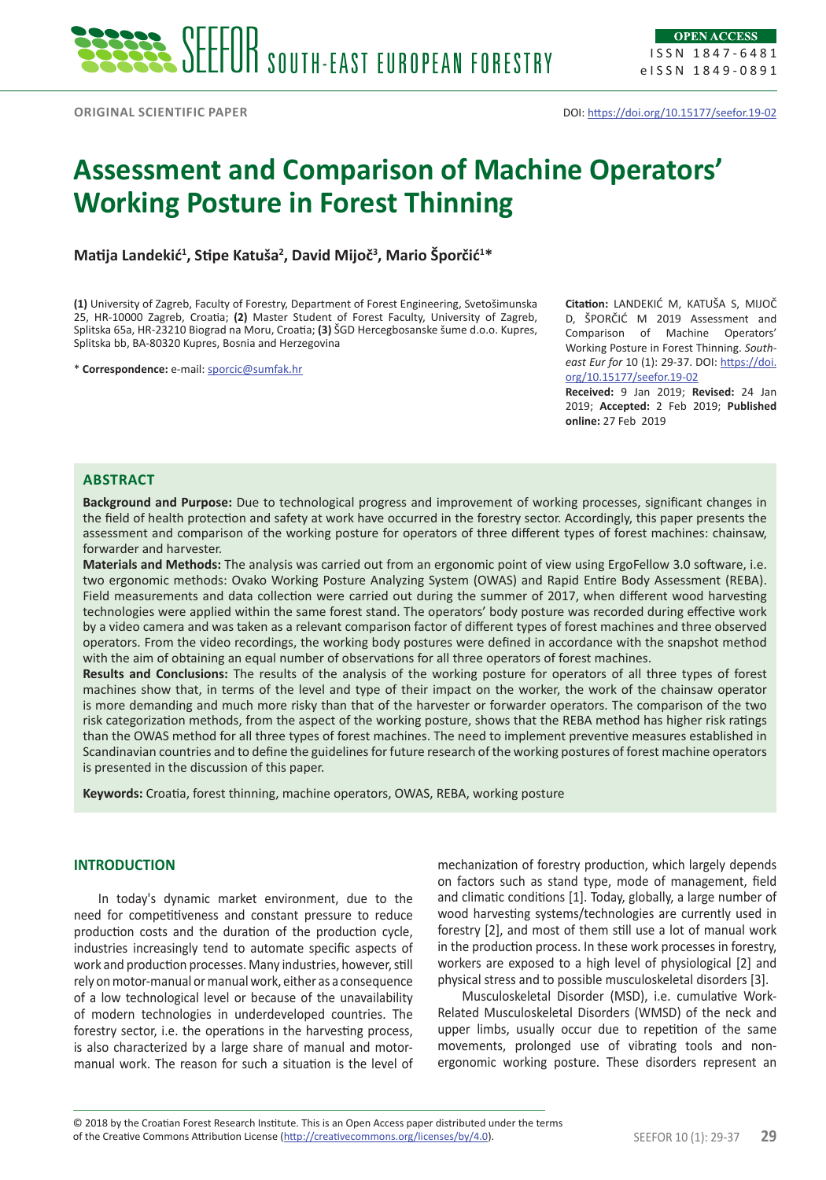ORIGINAL SCIENTIFIC PAPER

DOI: https://doi.org/10.15177/seefor.19-02

# Assessment and Comparison of Machine Operators' Working Posture in Forest Thinning

**Matija Landekić[1], Stipe Katuša[2], David Mijoč[3], Mario Šporčić[1]***

**(1)** University of Zagreb, Faculty of Forestry, Department of Forest Engineering, Svetošimunska 25, HR-10000 Zagreb, Croatia; **(2)** Master Student of Forest Faculty, University of Zagreb, Splitska 65a, HR-23210 Biograd na Moru, Croatia; **(3)** ŠGD Hercegbosanske šume d.o.o. Kupres, Splitska bb, BA-80320 Kupres, Bosnia and Herzegovina

* **Correspondence:** e-mail: sporcic@sumfak.hr

**Citation:** LANDEKIĆ M, KATUŠA S, MIJOČ D, ŠPORČIĆ M 2019 Assessment and Comparison of Machine Operators' Working Posture in Forest Thinning. *South-east Eur for* 10 (1): 29-37. DOI: https://doi.org/10.15177/seefor.19-02

**Received:** 9 Jan 2019; **Revised:** 24 Jan 2019; **Accepted:** 2 Feb 2019; **Published online:** 27 Feb 2019

## ABSTRACT

**Background and Purpose:** Due to technological progress and improvement of working processes, significant changes in the field of health protection and safety at work have occurred in the forestry sector. Accordingly, this paper presents the assessment and comparison of the working posture for operators of three different types of forest machines: chainsaw, forwarder and harvester.

**Materials and Methods:** The analysis was carried out from an ergonomic point of view using ErgoFellow 3.0 software, i.e. two ergonomic methods: Ovako Working Posture Analyzing System (OWAS) and Rapid Entire Body Assessment (REBA). Field measurements and data collection were carried out during the summer of 2017, when different wood harvesting technologies were applied within the same forest stand. The operators' body posture was recorded during effective work by a video camera and was taken as a relevant comparison factor of different types of forest machines and three observed operators. From the video recordings, the working body postures were defined in accordance with the snapshot method with the aim of obtaining an equal number of observations for all three operators of forest machines.

**Results and Conclusions:** The results of the analysis of the working posture for operators of all three types of forest machines show that, in terms of the level and type of their impact on the worker, the work of the chainsaw operator is more demanding and much more risky than that of the harvester or forwarder operators. The comparison of the two risk categorization methods, from the aspect of the working posture, shows that the REBA method has higher risk ratings than the OWAS method for all three types of forest machines. The need to implement preventive measures established in Scandinavian countries and to define the guidelines for future research of the working postures of forest machine operators is presented in the discussion of this paper.

**Keywords:** Croatia, forest thinning, machine operators, OWAS, REBA, working posture

## INTRODUCTION

In today's dynamic market environment, due to the need for competitiveness and constant pressure to reduce production costs and the duration of the production cycle, industries increasingly tend to automate specific aspects of work and production processes. Many industries, however, still rely on motor-manual or manual work, either as a consequence of a low technological level or because of the unavailability of modern technologies in underdeveloped countries. The forestry sector, i.e. the operations in the harvesting process, is also characterized by a large share of manual and motor-manual work. The reason for such a situation is the level of mechanization of forestry production, which largely depends on factors such as stand type, mode of management, field and climatic conditions [1]. Today, globally, a large number of wood harvesting systems/technologies are currently used in forestry [2], and most of them still use a lot of manual work in the production process. In these work processes in forestry, workers are exposed to a high level of physiological [2] and physical stress and to possible musculoskeletal disorders [3].

Musculoskeletal Disorder (MSD), i.e. cumulative Work-Related Musculoskeletal Disorders (WMSD) of the neck and upper limbs, usually occur due to repetition of the same movements, prolonged use of vibrating tools and non-ergonomic working posture. These disorders represent an

© 2018 by the Croatian Forest Research Institute. This is an Open Access paper distributed under the terms of the Creative Commons Attribution License (http://creativecommons.org/licenses/by/4.0).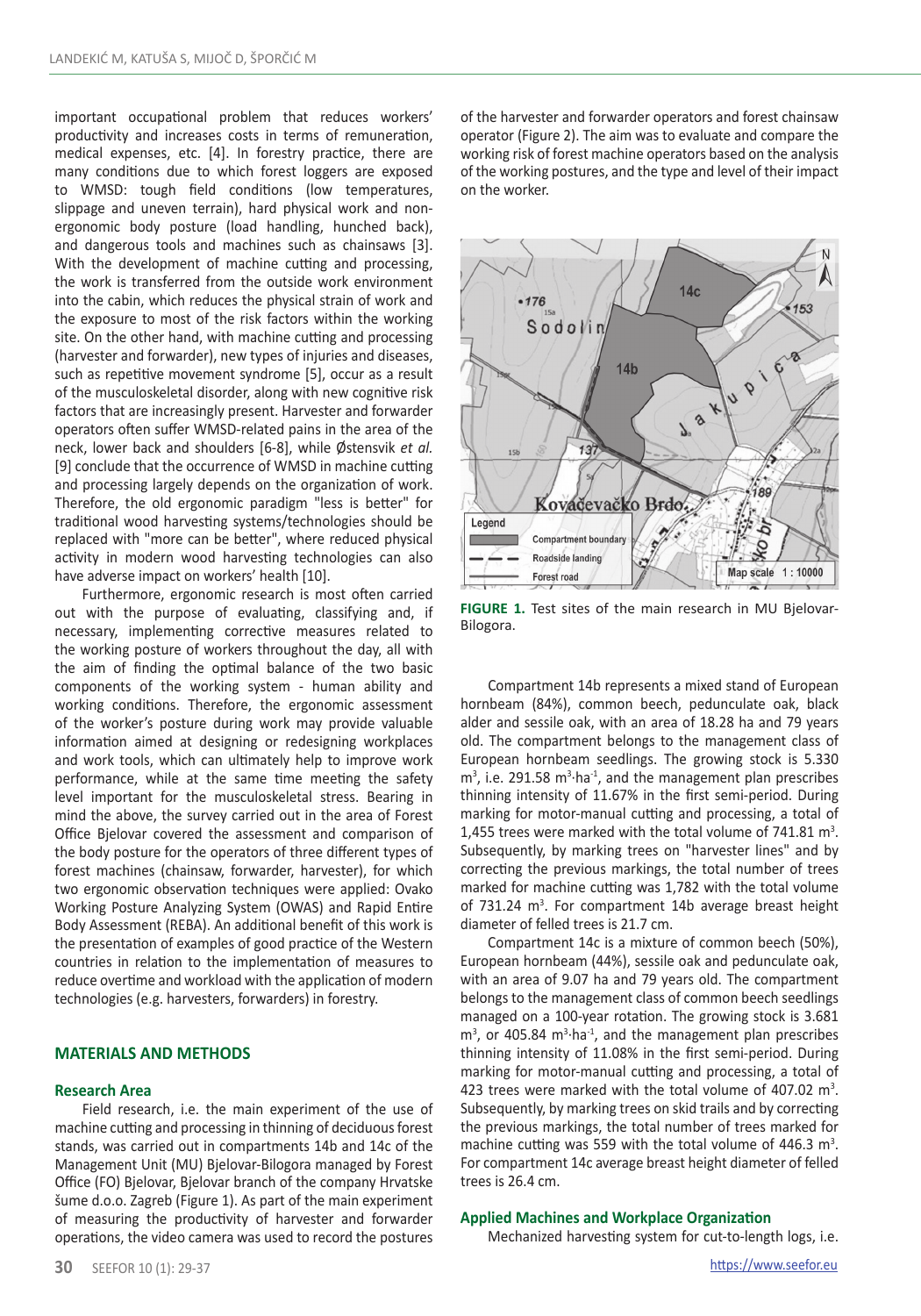important occupational problem that reduces workers' productivity and increases costs in terms of remuneration, medical expenses, etc. [4]. In forestry practice, there are many conditions due to which forest loggers are exposed to WMSD: tough field conditions (low temperatures, slippage and uneven terrain), hard physical work and non-ergonomic body posture (load handling, hunched back), and dangerous tools and machines such as chainsaws [3]. With the development of machine cutting and processing, the work is transferred from the outside work environment into the cabin, which reduces the physical strain of work and the exposure to most of the risk factors within the working site. On the other hand, with machine cutting and processing (harvester and forwarder), new types of injuries and diseases, such as repetitive movement syndrome [5], occur as a result of the musculoskeletal disorder, along with new cognitive risk factors that are increasingly present. Harvester and forwarder operators often suffer WMSD-related pains in the area of the neck, lower back and shoulders [6-8], while Østensvik *et al.* [9] conclude that the occurrence of WMSD in machine cutting and processing largely depends on the organization of work. Therefore, the old ergonomic paradigm "less is better" for traditional wood harvesting systems/technologies should be replaced with "more can be better", where reduced physical activity in modern wood harvesting technologies can also have adverse impact on workers' health [10].

Furthermore, ergonomic research is most often carried out with the purpose of evaluating, classifying and, if necessary, implementing corrective measures related to the working posture of workers throughout the day, all with the aim of finding the optimal balance of the two basic components of the working system - human ability and working conditions. Therefore, the ergonomic assessment of the worker's posture during work may provide valuable information aimed at designing or redesigning workplaces and work tools, which can ultimately help to improve work performance, while at the same time meeting the safety level important for the musculoskeletal stress. Bearing in mind the above, the survey carried out in the area of Forest Office Bjelovar covered the assessment and comparison of the body posture for the operators of three different types of forest machines (chainsaw, forwarder, harvester), for which two ergonomic observation techniques were applied: Ovako Working Posture Analyzing System (OWAS) and Rapid Entire Body Assessment (REBA). An additional benefit of this work is the presentation of examples of good practice of the Western countries in relation to the implementation of measures to reduce overtime and workload with the application of modern technologies (e.g. harvesters, forwarders) in forestry.

## MATERIALS AND METHODS

### Research Area

Field research, i.e. the main experiment of the use of machine cutting and processing in thinning of deciduous forest stands, was carried out in compartments 14b and 14c of the Management Unit (MU) Bjelovar-Bilogora managed by Forest Office (FO) Bjelovar, Bjelovar branch of the company Hrvatske šume d.o.o. Zagreb (Figure 1). As part of the main experiment of measuring the productivity of harvester and forwarder operations, the video camera was used to record the postures of the harvester and forwarder operators and forest chainsaw operator (Figure 2). The aim was to evaluate and compare the working risk of forest machine operators based on the analysis of the working postures, and the type and level of their impact on the worker.

**FIGURE 1.** Test sites of the main research in MU Bjelovar-Bilogora.

Compartment 14b represents a mixed stand of European hornbeam (84%), common beech, pedunculate oak, black alder and sessile oak, with an area of 18.28 ha and 79 years old. The compartment belongs to the management class of European hornbeam seedlings. The growing stock is 5.330 $m^3$, i.e. 291.58 $m^3 \cdot ha^{-1}$, and the management plan prescribes thinning intensity of 11.67% in the first semi-period. During marking for motor-manual cutting and processing, a total of 1,455 trees were marked with the total volume of 741.81 $m^3$. Subsequently, by marking trees on "harvester lines" and by correcting the previous markings, the total number of trees marked for machine cutting was 1,782 with the total volume of 731.24 $m^3$. For compartment 14b average breast height diameter of felled trees is 21.7 cm.

Compartment 14c is a mixture of common beech (50%), European hornbeam (44%), sessile oak and pedunculate oak, with an area of 9.07 ha and 79 years old. The compartment belongs to the management class of common beech seedlings managed on a 100-year rotation. The growing stock is 3.681 $m^3$, or 405.84 $m^3 \cdot ha^{-1}$, and the management plan prescribes thinning intensity of 11.08% in the first semi-period. During marking for motor-manual cutting and processing, a total of 423 trees were marked with the total volume of 407.02 $m^3$. Subsequently, by marking trees on skid trails and by correcting the previous markings, the total number of trees marked for machine cutting was 559 with the total volume of 446.3 $m^3$. For compartment 14c average breast height diameter of felled trees is 26.4 cm.

### Applied Machines and Workplace Organization

Mechanized harvesting system for cut-to-length logs, i.e.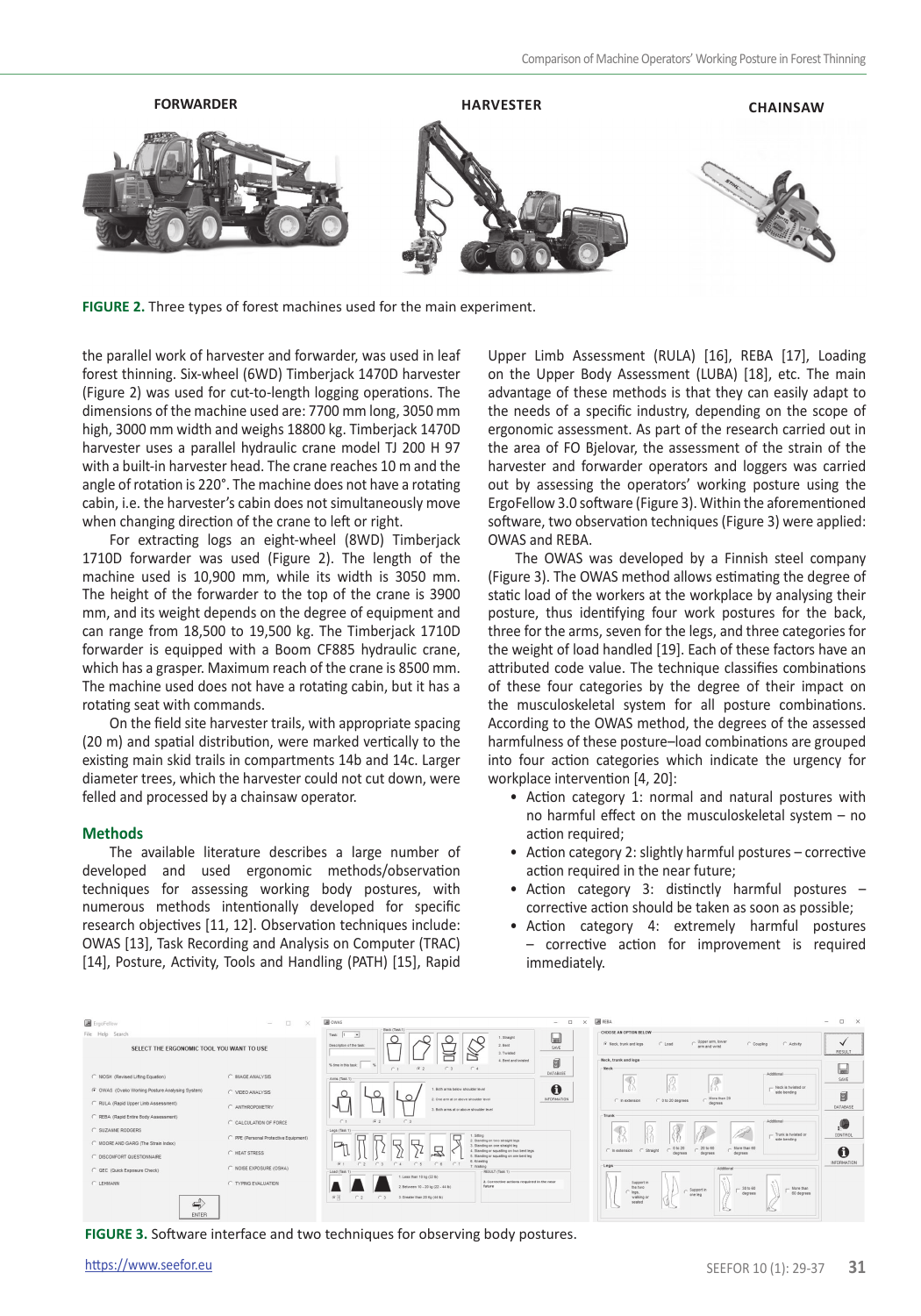FORWARDER HARVESTER CHAINSAW

**FIGURE 2.** Three types of forest machines used for the main experiment.

the parallel work of harvester and forwarder, was used in leaf forest thinning. Six-wheel (6WD) Timberjack 1470D harvester (Figure 2) was used for cut-to-length logging operations. The dimensions of the machine used are: 7700 mm long, 3050 mm high, 3000 mm width and weighs 18800 kg. Timberjack 1470D harvester uses a parallel hydraulic crane model TJ 200 H 97 with a built-in harvester head. The crane reaches 10 m and the angle of rotation is 220°. The machine does not have a rotating cabin, i.e. the harvester's cabin does not simultaneously move when changing direction of the crane to left or right.

For extracting logs an eight-wheel (8WD) Timberjack 1710D forwarder was used (Figure 2). The length of the machine used is 10,900 mm, while its width is 3050 mm. The height of the forwarder to the top of the crane is 3900 mm, and its weight depends on the degree of equipment and can range from 18,500 to 19,500 kg. The Timberjack 1710D forwarder is equipped with a Boom CF885 hydraulic crane, which has a grasper. Maximum reach of the crane is 8500 mm. The machine used does not have a rotating cabin, but it has a rotating seat with commands.

On the field site harvester trails, with appropriate spacing (20 m) and spatial distribution, were marked vertically to the existing main skid trails in compartments 14b and 14c. Larger diameter trees, which the harvester could not cut down, were felled and processed by a chainsaw operator.

### Methods

The available literature describes a large number of developed and used ergonomic methods/observation techniques for assessing working body postures, with numerous methods intentionally developed for specific research objectives [11, 12]. Observation techniques include: OWAS [13], Task Recording and Analysis on Computer (TRAC) [14], Posture, Activity, Tools and Handling (PATH) [15], Rapid Upper Limb Assessment (RULA) [16], REBA [17], Loading on the Upper Body Assessment (LUBA) [18], etc. The main advantage of these methods is that they can easily adapt to the needs of a specific industry, depending on the scope of ergonomic assessment. As part of the research carried out in the area of FO Bjelovar, the assessment of the strain of the harvester and forwarder operators and loggers was carried out by assessing the operators' working posture using the ErgoFellow 3.0 software (Figure 3). Within the aforementioned software, two observation techniques (Figure 3) were applied: OWAS and REBA.

The OWAS was developed by a Finnish steel company (Figure 3). The OWAS method allows estimating the degree of static load of the workers at the workplace by analysing their posture, thus identifying four work postures for the back, three for the arms, seven for the legs, and three categories for the weight of load handled [19]. Each of these factors have an attributed code value. The technique classifies combinations of these four categories by the degree of their impact on the musculoskeletal system for all posture combinations. According to the OWAS method, the degrees of the assessed harmfulness of these posture–load combinations are grouped into four action categories which indicate the urgency for workplace intervention [4, 20]:

- Action category 1: normal and natural postures with no harmful effect on the musculoskeletal system – no action required;
- Action category 2: slightly harmful postures – corrective action required in the near future;
- Action category 3: distinctly harmful postures – corrective action should be taken as soon as possible;
- Action category 4: extremely harmful postures – corrective action for improvement is required immediately.

**FIGURE 3.** Software interface and two techniques for observing body postures.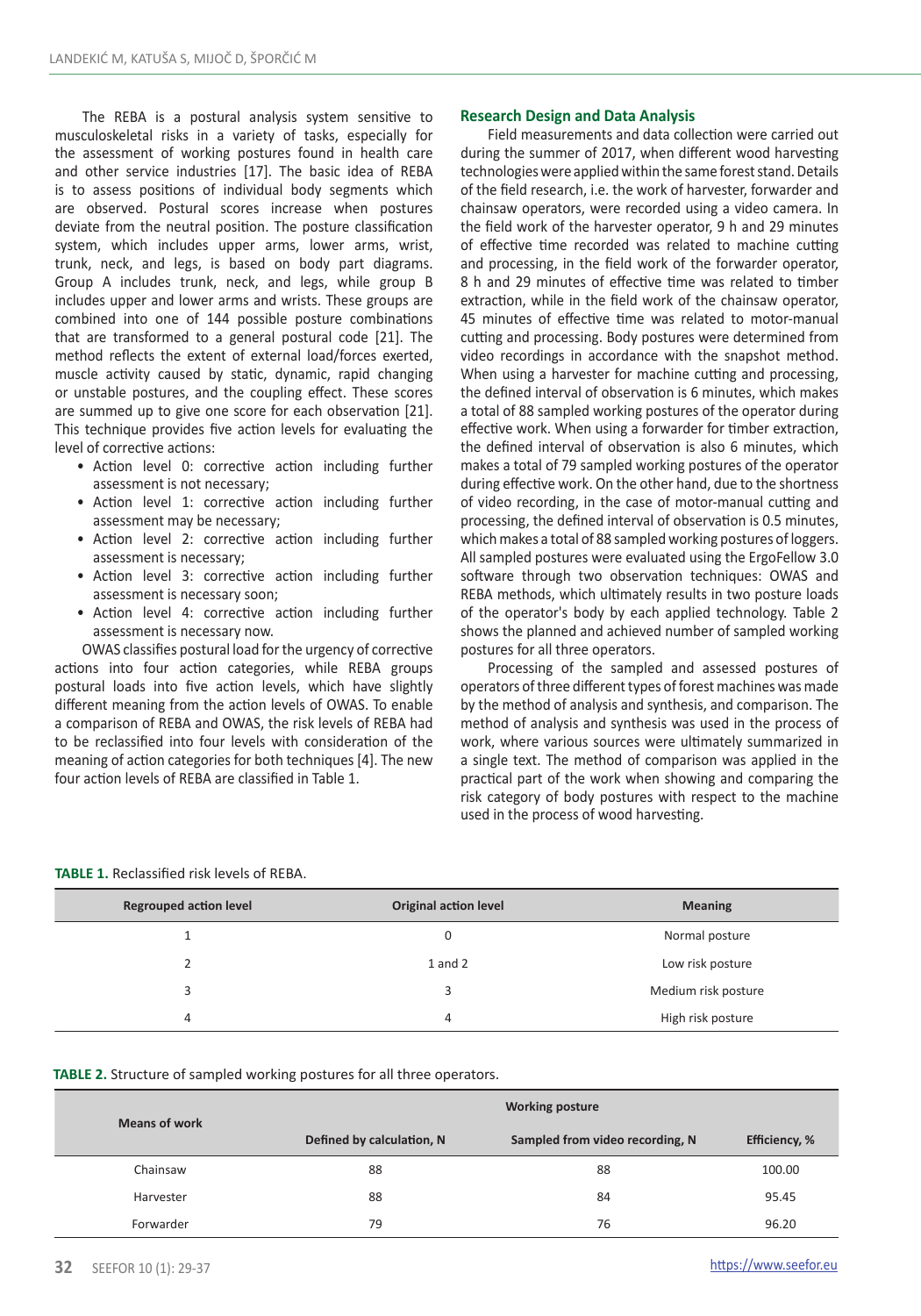The REBA is a postural analysis system sensitive to musculoskeletal risks in a variety of tasks, especially for the assessment of working postures found in health care and other service industries [17]. The basic idea of REBA is to assess positions of individual body segments which are observed. Postural scores increase when postures deviate from the neutral position. The posture classification system, which includes upper arms, lower arms, wrist, trunk, neck, and legs, is based on body part diagrams. Group A includes trunk, neck, and legs, while group B includes upper and lower arms and wrists. These groups are combined into one of 144 possible posture combinations that are transformed to a general postural code [21]. The method reflects the extent of external load/forces exerted, muscle activity caused by static, dynamic, rapid changing or unstable postures, and the coupling effect. These scores are summed up to give one score for each observation [21]. This technique provides five action levels for evaluating the level of corrective actions:

- Action level 0: corrective action including further assessment is not necessary;
- Action level 1: corrective action including further assessment may be necessary;
- Action level 2: corrective action including further assessment is necessary;
- Action level 3: corrective action including further assessment is necessary soon;
- Action level 4: corrective action including further assessment is necessary now.

OWAS classifies postural load for the urgency of corrective actions into four action categories, while REBA groups postural loads into five action levels, which have slightly different meaning from the action levels of OWAS. To enable a comparison of REBA and OWAS, the risk levels of REBA had to be reclassified into four levels with consideration of the meaning of action categories for both techniques [4]. The new four action levels of REBA are classified in Table 1.

## Research Design and Data Analysis

Field measurements and data collection were carried out during the summer of 2017, when different wood harvesting technologies were applied within the same forest stand. Details of the field research, i.e. the work of harvester, forwarder and chainsaw operators, were recorded using a video camera. In the field work of the harvester operator, 9 h and 29 minutes of effective time recorded was related to machine cutting and processing, in the field work of the forwarder operator, 8 h and 29 minutes of effective time was related to timber extraction, while in the field work of the chainsaw operator, 45 minutes of effective time was related to motor-manual cutting and processing. Body postures were determined from video recordings in accordance with the snapshot method. When using a harvester for machine cutting and processing, the defined interval of observation is 6 minutes, which makes a total of 88 sampled working postures of the operator during effective work. When using a forwarder for timber extraction, the defined interval of observation is also 6 minutes, which makes a total of 79 sampled working postures of the operator during effective work. On the other hand, due to the shortness of video recording, in the case of motor-manual cutting and processing, the defined interval of observation is 0.5 minutes, which makes a total of 88 sampled working postures of loggers. All sampled postures were evaluated using the ErgoFellow 3.0 software through two observation techniques: OWAS and REBA methods, which ultimately results in two posture loads of the operator's body by each applied technology. Table 2 shows the planned and achieved number of sampled working postures for all three operators.

Processing of the sampled and assessed postures of operators of three different types of forest machines was made by the method of analysis and synthesis, and comparison. The method of analysis and synthesis was used in the process of work, where various sources were ultimately summarized in a single text. The method of comparison was applied in the practical part of the work when showing and comparing the risk category of body postures with respect to the machine used in the process of wood harvesting.

**TABLE 1.** Reclassified risk levels of REBA.

| Regrouped action level | Original action level | Meaning |
|---|---|---|
| 1 | 0 | Normal posture |
| 2 | 1 and 2 | Low risk posture |
| 3 | 3 | Medium risk posture |
| 4 | 4 | High risk posture |

**TABLE 2.** Structure of sampled working postures for all three operators.

| Means of work | Working posture | | |
|---|---|---|---|
| | Defined by calculation, N | Sampled from video recording, N | Efficiency, % |
| Chainsaw | 88 | 88 | 100.00 |
| Harvester | 88 | 84 | 95.45 |
| Forwarder | 79 | 76 | 96.20 |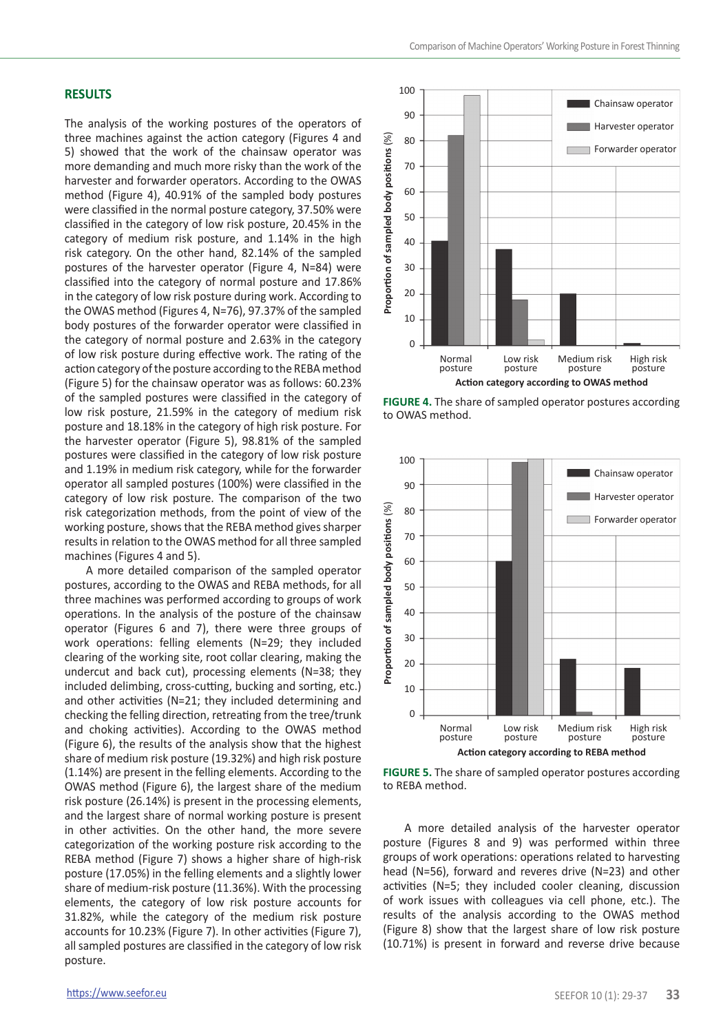## RESULTS

The analysis of the working postures of the operators of three machines against the action category (Figures 4 and 5) showed that the work of the chainsaw operator was more demanding and much more risky than the work of the harvester and forwarder operators. According to the OWAS method (Figure 4), 40.91% of the sampled body postures were classified in the normal posture category, 37.50% were classified in the category of low risk posture, 20.45% in the category of medium risk posture, and 1.14% in the high risk category. On the other hand, 82.14% of the sampled postures of the harvester operator (Figure 4, N=84) were classified into the category of normal posture and 17.86% in the category of low risk posture during work. According to the OWAS method (Figures 4, N=76), 97.37% of the sampled body postures of the forwarder operator were classified in the category of normal posture and 2.63% in the category of low risk posture during effective work. The rating of the action category of the posture according to the REBA method (Figure 5) for the chainsaw operator was as follows: 60.23% of the sampled postures were classified in the category of low risk posture, 21.59% in the category of medium risk posture and 18.18% in the category of high risk posture. For the harvester operator (Figure 5), 98.81% of the sampled postures were classified in the category of low risk posture and 1.19% in medium risk category, while for the forwarder operator all sampled postures (100%) were classified in the category of low risk posture. The comparison of the two risk categorization methods, from the point of view of the working posture, shows that the REBA method gives sharper results in relation to the OWAS method for all three sampled machines (Figures 4 and 5).

A more detailed comparison of the sampled operator postures, according to the OWAS and REBA methods, for all three machines was performed according to groups of work operations. In the analysis of the posture of the chainsaw operator (Figures 6 and 7), there were three groups of work operations: felling elements (N=29; they included clearing of the working site, root collar clearing, making the undercut and back cut), processing elements (N=38; they included delimbing, cross-cutting, bucking and sorting, etc.) and other activities (N=21; they included determining and checking the felling direction, retreating from the tree/trunk and choking activities). According to the OWAS method (Figure 6), the results of the analysis show that the highest share of medium risk posture (19.32%) and high risk posture (1.14%) are present in the felling elements. According to the OWAS method (Figure 6), the largest share of the medium risk posture (26.14%) is present in the processing elements, and the largest share of normal working posture is present in other activities. On the other hand, the more severe categorization of the working posture risk according to the REBA method (Figure 7) shows a higher share of high-risk posture (17.05%) in the felling elements and a slightly lower share of medium-risk posture (11.36%). With the processing elements, the category of low risk posture accounts for 31.82%, while the category of the medium risk posture accounts for 10.23% (Figure 7). In other activities (Figure 7), all sampled postures are classified in the category of low risk posture.

**FIGURE 4.** The share of sampled operator postures according to OWAS method.

**FIGURE 5.** The share of sampled operator postures according to REBA method.

A more detailed analysis of the harvester operator posture (Figures 8 and 9) was performed within three groups of work operations: operations related to harvesting head (N=56), forward and reverse drive (N=23) and other activities (N=5; they included cooler cleaning, discussion of work issues with colleagues via cell phone, etc.). The results of the analysis according to the OWAS method (Figure 8) show that the largest share of low risk posture (10.71%) is present in forward and reverse drive because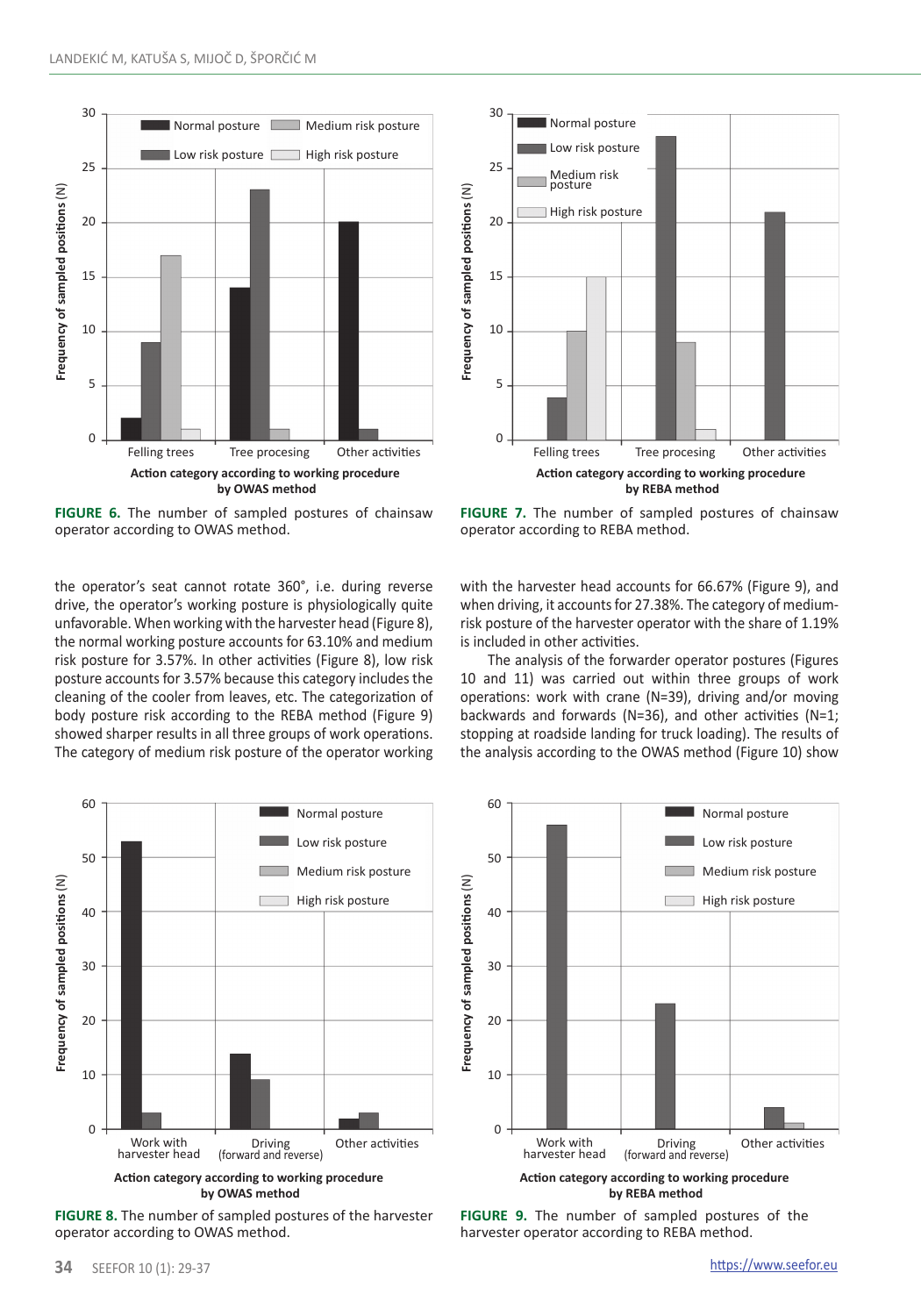FIGURE 6. The number of sampled postures of chainsaw operator according to OWAS method.

FIGURE 7. The number of sampled postures of chainsaw operator according to REBA method.

the operator's seat cannot rotate 360°, i.e. during reverse drive, the operator's working posture is physiologically quite unfavorable. When working with the harvester head (Figure 8), the normal working posture accounts for 63.10% and medium risk posture for 3.57%. In other activities (Figure 8), low risk posture accounts for 3.57% because this category includes the cleaning of the cooler from leaves, etc. The categorization of body posture risk according to the REBA method (Figure 9) showed sharper results in all three groups of work operations. The category of medium risk posture of the operator working with the harvester head accounts for 66.67% (Figure 9), and when driving, it accounts for 27.38%. The category of medium-risk posture of the harvester operator with the share of 1.19% is included in other activities.

The analysis of the forwarder operator postures (Figures 10 and 11) was carried out within three groups of work operations: work with crane (N=39), driving and/or moving backwards and forwards (N=36), and other activities (N=1; stopping at roadside landing for truck loading). The results of the analysis according to the OWAS method (Figure 10) show

FIGURE 8. The number of sampled postures of the harvester operator according to OWAS method.

FIGURE 9. The number of sampled postures of the harvester operator according to REBA method.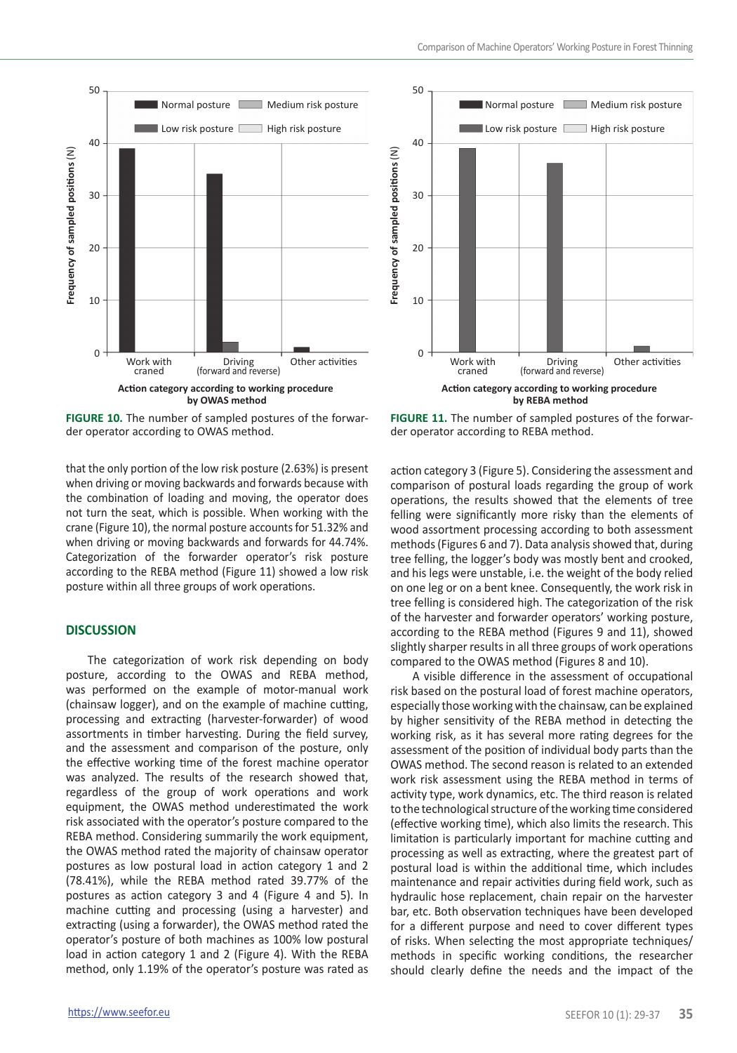FIGURE 10. The number of sampled postures of the forwarder operator according to OWAS method.

FIGURE 11. The number of sampled postures of the forwarder operator according to REBA method.

that the only portion of the low risk posture (2.63%) is present when driving or moving backwards and forwards because with the combination of loading and moving, the operator does not turn the seat, which is possible. When working with the crane (Figure 10), the normal posture accounts for 51.32% and when driving or moving backwards and forwards for 44.74%. Categorization of the forwarder operator's risk posture according to the REBA method (Figure 11) showed a low risk posture within all three groups of work operations.

## DISCUSSION

The categorization of work risk depending on body posture, according to the OWAS and REBA method, was performed on the example of motor-manual work (chainsaw logger), and on the example of machine cutting, processing and extracting (harvester-forwarder) of wood assortments in timber harvesting. During the field survey, and the assessment and comparison of the posture, only the effective working time of the forest machine operator was analyzed. The results of the research showed that, regardless of the group of work operations and work equipment, the OWAS method underestimated the work risk associated with the operator's posture compared to the REBA method. Considering summarily the work equipment, the OWAS method rated the majority of chainsaw operator postures as low postural load in action category 1 and 2 (78.41%), while the REBA method rated 39.77% of the postures as action category 3 and 4 (Figure 4 and 5). In machine cutting and processing (using a harvester) and extracting (using a forwarder), the OWAS method rated the operator's posture of both machines as 100% low postural load in action category 1 and 2 (Figure 4). With the REBA method, only 1.19% of the operator's posture was rated as action category 3 (Figure 5). Considering the assessment and comparison of postural loads regarding the group of work operations, the results showed that the elements of tree felling were significantly more risky than the elements of wood assortment processing according to both assessment methods (Figures 6 and 7). Data analysis showed that, during tree felling, the logger's body was mostly bent and crooked, and his legs were unstable, i.e. the weight of the body relied on one leg or on a bent knee. Consequently, the work risk in tree felling is considered high. The categorization of the risk of the harvester and forwarder operators' working posture, according to the REBA method (Figures 9 and 11), showed slightly sharper results in all three groups of work operations compared to the OWAS method (Figures 8 and 10).

A visible difference in the assessment of occupational risk based on the postural load of forest machine operators, especially those working with the chainsaw, can be explained by higher sensitivity of the REBA method in detecting the working risk, as it has several more rating degrees for the assessment of the position of individual body parts than the OWAS method. The second reason is related to an extended work risk assessment using the REBA method in terms of activity type, work dynamics, etc. The third reason is related to the technological structure of the working time considered (effective working time), which also limits the research. This limitation is particularly important for machine cutting and processing as well as extracting, where the greatest part of postural load is within the additional time, which includes maintenance and repair activities during field work, such as hydraulic hose replacement, chain repair on the harvester bar, etc. Both observation techniques have been developed for a different purpose and need to cover different types of risks. When selecting the most appropriate techniques/methods in specific working conditions, the researcher should clearly define the needs and the impact of the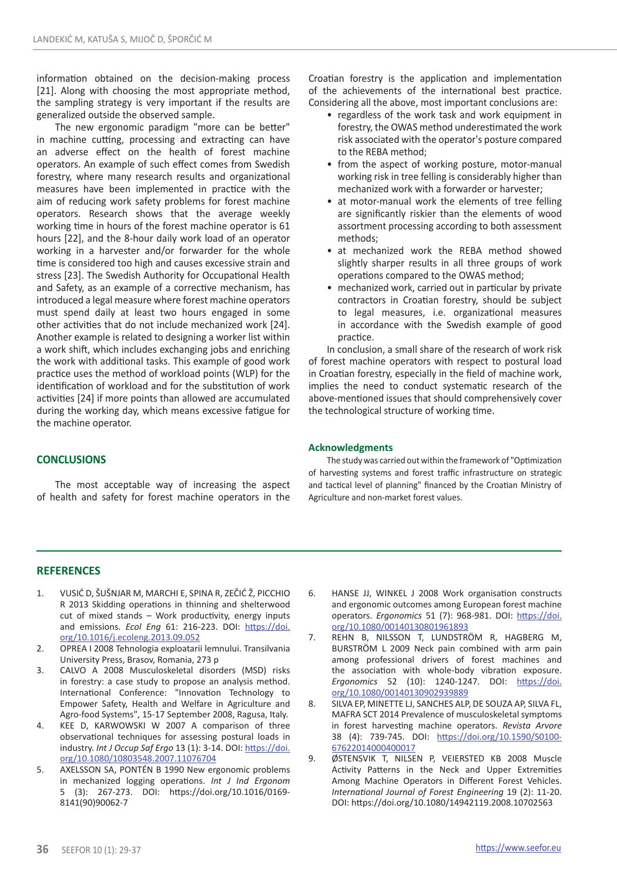information obtained on the decision-making process [21]. Along with choosing the most appropriate method, the sampling strategy is very important if the results are generalized outside the observed sample.

The new ergonomic paradigm "more can be better" in machine cutting, processing and extracting can have an adverse effect on the health of forest machine operators. An example of such effect comes from Swedish forestry, where many research results and organizational measures have been implemented in practice with the aim of reducing work safety problems for forest machine operators. Research shows that the average weekly working time in hours of the forest machine operator is 61 hours [22], and the 8-hour daily work load of an operator working in a harvester and/or forwarder for the whole time is considered too high and causes excessive strain and stress [23]. The Swedish Authority for Occupational Health and Safety, as an example of a corrective mechanism, has introduced a legal measure where forest machine operators must spend daily at least two hours engaged in some other activities that do not include mechanized work [24]. Another example is related to designing a worker list within a work shift, which includes exchanging jobs and enriching the work with additional tasks. This example of good work practice uses the method of workload points (WLP) for the identification of workload and for the substitution of work activities [24] if more points than allowed are accumulated during the working day, which means excessive fatigue for the machine operator.

## CONCLUSIONS

The most acceptable way of increasing the aspect of health and safety for forest machine operators in the Croatian forestry is the application and implementation of the achievements of the international best practice. Considering all the above, most important conclusions are:

- regardless of the work task and work equipment in forestry, the OWAS method underestimated the work risk associated with the operator's posture compared to the REBA method;
- from the aspect of working posture, motor-manual working risk in tree felling is considerably higher than mechanized work with a forwarder or harvester;
- at motor-manual work the elements of tree felling are significantly riskier than the elements of wood assortment processing according to both assessment methods;
- at mechanized work the REBA method showed slightly sharper results in all three groups of work operations compared to the OWAS method;
- mechanized work, carried out in particular by private contractors in Croatian forestry, should be subject to legal measures, i.e. organizational measures in accordance with the Swedish example of good practice.

In conclusion, a small share of the research of work risk of forest machine operators with respect to postural load in Croatian forestry, especially in the field of machine work, implies the need to conduct systematic research of the above-mentioned issues that should comprehensively cover the technological structure of working time.

### Acknowledgments

The study was carried out within the framework of "Optimization of harvesting systems and forest traffic infrastructure on strategic and tactical level of planning" financed by the Croatian Ministry of Agriculture and non-market forest values.

## REFERENCES

1. VUSIĆ D, ŠUŠNJAR M, MARCHI E, SPINA R, ZEČIĆ Ž, PICCHIO R 2013 Skidding operations in thinning and shelterwood cut of mixed stands – Work productivity, energy inputs and emissions. *Ecol Eng* 61: 216-223. DOI: https://doi.org/10.1016/j.ecoleng.2013.09.052
2. OPREA I 2008 Tehnologia exploatarii lemnului. Transilvania University Press, Brasov, Romania, 273 p
3. CALVO A 2008 Musculoskeletal disorders (MSD) risks in forestry: a case study to propose an analysis method. International Conference: "Innovation Technology to Empower Safety, Health and Welfare in Agriculture and Agro-food Systems", 15-17 September 2008, Ragusa, Italy.
4. KEE D, KARWOWSKI W 2007 A comparison of three observational techniques for assessing postural loads in industry. *Int J Occup Saf Ergo* 13 (1): 3-14. DOI: https://doi.org/10.1080/10803548.2007.11076704
5. AXELSSON SA, PONTÉN B 1990 New ergonomic problems in mechanized logging operations. *Int J Ind Ergonom* 5 (3): 267-273. DOI: https://doi.org/10.1016/0169-8141(90)90062-7
6. HANSE JJ, WINKEL J 2008 Work organisation constructs and ergonomic outcomes among European forest machine operators. *Ergonomics* 51 (7): 968-981. DOI: https://doi.org/10.1080/00140130801961893
7. REHN B, NILSSON T, LUNDSTRÖM R, HAGBERG M, BURSTRÖM L 2009 Neck pain combined with arm pain among professional drivers of forest machines and the association with whole-body vibration exposure. *Ergonomics* 52 (10): 1240-1247. DOI: https://doi.org/10.1080/00140130902939889
8. SILVA EP, MINETTE LJ, SANCHES ALP, DE SOUZA AP, SILVA FL, MAFRA SCT 2014 Prevalence of musculoskeletal symptoms in forest harvesting machine operators. *Revista Arvore* 38 (4): 739-745. DOI: https://doi.org/10.1590/S0100-67622014000400017
9. ØSTENSVIK T, NILSEN P, VEIERSTED KB 2008 Muscle Activity Patterns in the Neck and Upper Extremities Among Machine Operators in Different Forest Vehicles. *International Journal of Forest Engineering* 19 (2): 11-20. DOI: https://doi.org/10.1080/14942119.2008.10702563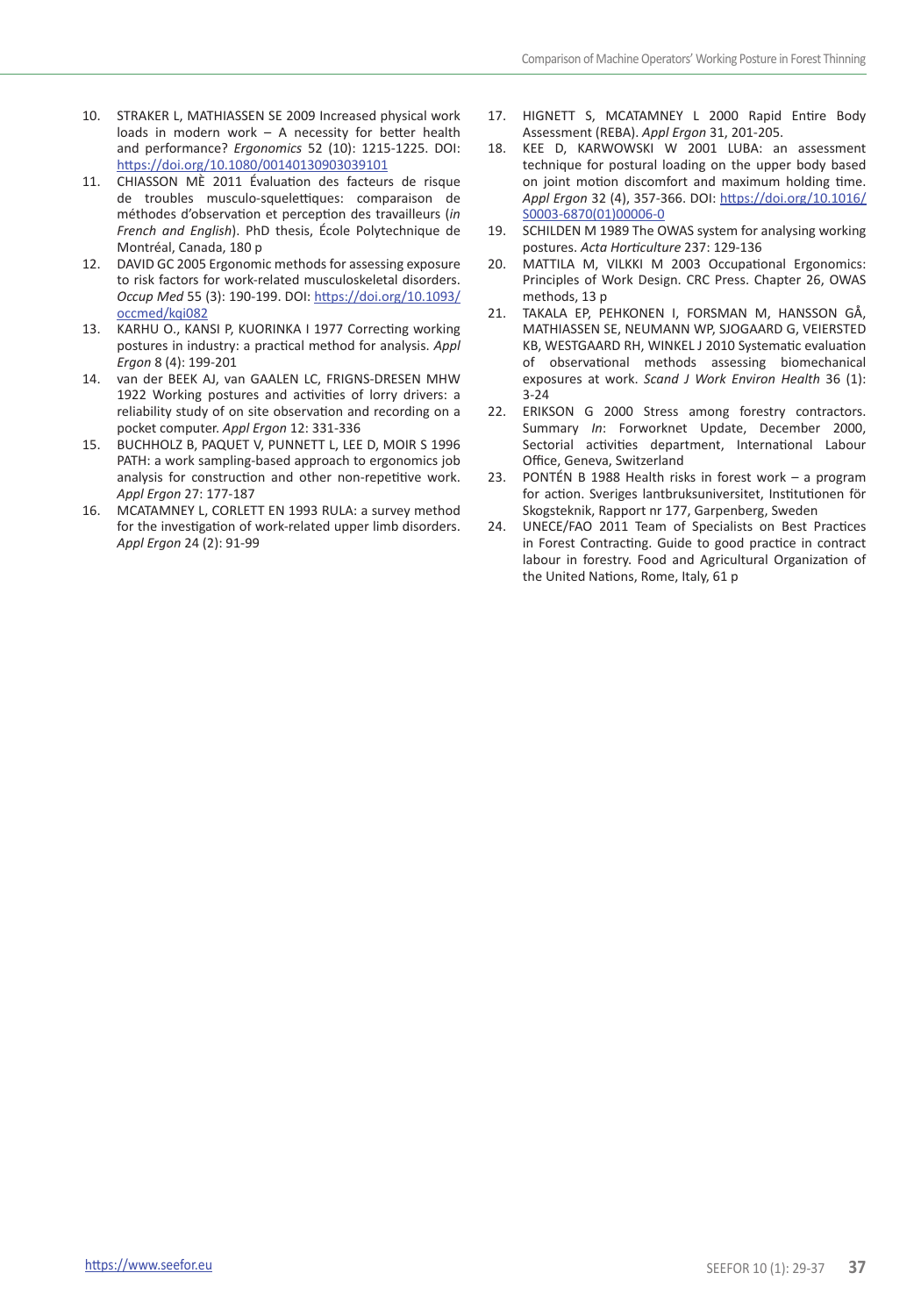10. STRAKER L, MATHIASSEN SE 2009 Increased physical work loads in modern work – A necessity for better health and performance? *Ergonomics* 52 (10): 1215-1225. DOI: https://doi.org/10.1080/00140130903039101
11. CHIASSON MÈ 2011 Évaluation des facteurs de risque de troubles musculo-squelettiques: comparaison de méthodes d'observation et perception des travailleurs (*in French and English*). PhD thesis, École Polytechnique de Montréal, Canada, 180 p
12. DAVID GC 2005 Ergonomic methods for assessing exposure to risk factors for work-related musculoskeletal disorders. *Occup Med* 55 (3): 190-199. DOI: https://doi.org/10.1093/occmed/kqi082
13. KARHU O., KANSI P, KUORINKA I 1977 Correcting working postures in industry: a practical method for analysis. *Appl Ergon* 8 (4): 199-201
14. van der BEEK AJ, van GAALEN LC, FRIGNS-DRESEN MHW 1922 Working postures and activities of lorry drivers: a reliability study of on site observation and recording on a pocket computer. *Appl Ergon* 12: 331-336
15. BUCHHOLZ B, PAQUET V, PUNNETT L, LEE D, MOIR S 1996 PATH: a work sampling-based approach to ergonomics job analysis for construction and other non-repetitive work. *Appl Ergon* 27: 177-187
16. MCATAMNEY L, CORLETT EN 1993 RULA: a survey method for the investigation of work-related upper limb disorders. *Appl Ergon* 24 (2): 91-99
17. HIGNETT S, MCATAMNEY L 2000 Rapid Entire Body Assessment (REBA). *Appl Ergon* 31, 201-205.
18. KEE D, KARWOWSKI W 2001 LUBA: an assessment technique for postural loading on the upper body based on joint motion discomfort and maximum holding time. *Appl Ergon* 32 (4), 357-366. DOI: https://doi.org/10.1016/S0003-6870(01)00006-0
19. SCHILDEN M 1989 The OWAS system for analysing working postures. *Acta Horticulture* 237: 129-136
20. MATTILA M, VILKKI M 2003 Occupational Ergonomics: Principles of Work Design. CRC Press. Chapter 26, OWAS methods, 13 p
21. TAKALA EP, PEHKONEN I, FORSMAN M, HANSSON GÅ, MATHIASSEN SE, NEUMANN WP, SJOGAARD G, VEIERSTED KB, WESTGAARD RH, WINKEL J 2010 Systematic evaluation of observational methods assessing biomechanical exposures at work. *Scand J Work Environ Health* 36 (1): 3-24
22. ERIKSON G 2000 Stress among forestry contractors. Summary *In*: Forworknet Update, December 2000, Sectorial activities department, International Labour Office, Geneva, Switzerland
23. PONTÉN B 1988 Health risks in forest work – a program for action. Sveriges lantbruksuniversitet, Institutionen för Skogsteknik, Rapport nr 177, Garpenberg, Sweden
24. UNECE/FAO 2011 Team of Specialists on Best Practices in Forest Contracting. Guide to good practice in contract labour in forestry. Food and Agricultural Organization of the United Nations, Rome, Italy, 61 p